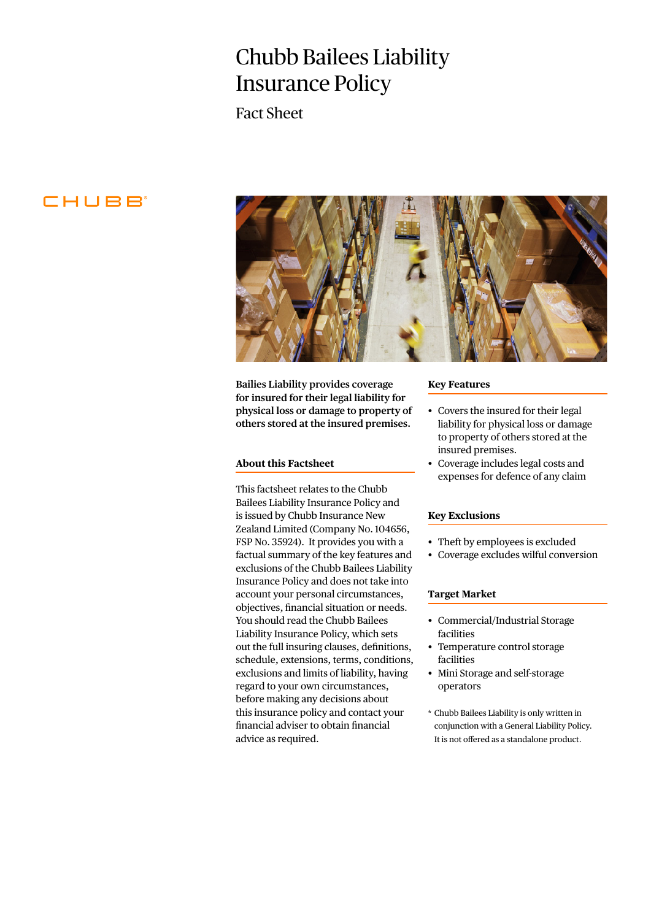# Chubb Bailees Liability Insurance Policy

## Fact Sheet

CHUBB

**Bailies Liability provides coverage for insured for their legal liability for physical loss or damage to property of others stored at the insured premises.**

### About this Factsheet

This factsheet relates to the Chubb Bailees Liability Insurance Policy and is issued by Chubb Insurance New Zealand Limited (Company No. 104656, FSP No. 35924). It provides you with a factual summary of the key features and exclusions of the Chubb Bailees Liability Insurance Policy and does not take into account your personal circumstances, objectives, financial situation or needs. You should read the Chubb Bailees Liability Insurance Policy, which sets out the full insuring clauses, definitions, schedule, extensions, terms, conditions, exclusions and limits of liability, having regard to your own circumstances, before making any decisions about this insurance policy and contact your financial adviser to obtain financial advice as required.

### Key Features

- Covers the insured for their legal liability for physical loss or damage to property of others stored at the insured premises.
- Coverage includes legal costs and expenses for defence of any claim

### Key Exclusions

- Theft by employees is excluded
- Coverage excludes wilful conversion

### Target Market

- Commercial/Industrial Storage facilities
- Temperature control storage facilities
- Mini Storage and self-storage operators

* Chubb Bailees Liability is only written in conjunction with a General Liability Policy. It is not offered as a standalone product.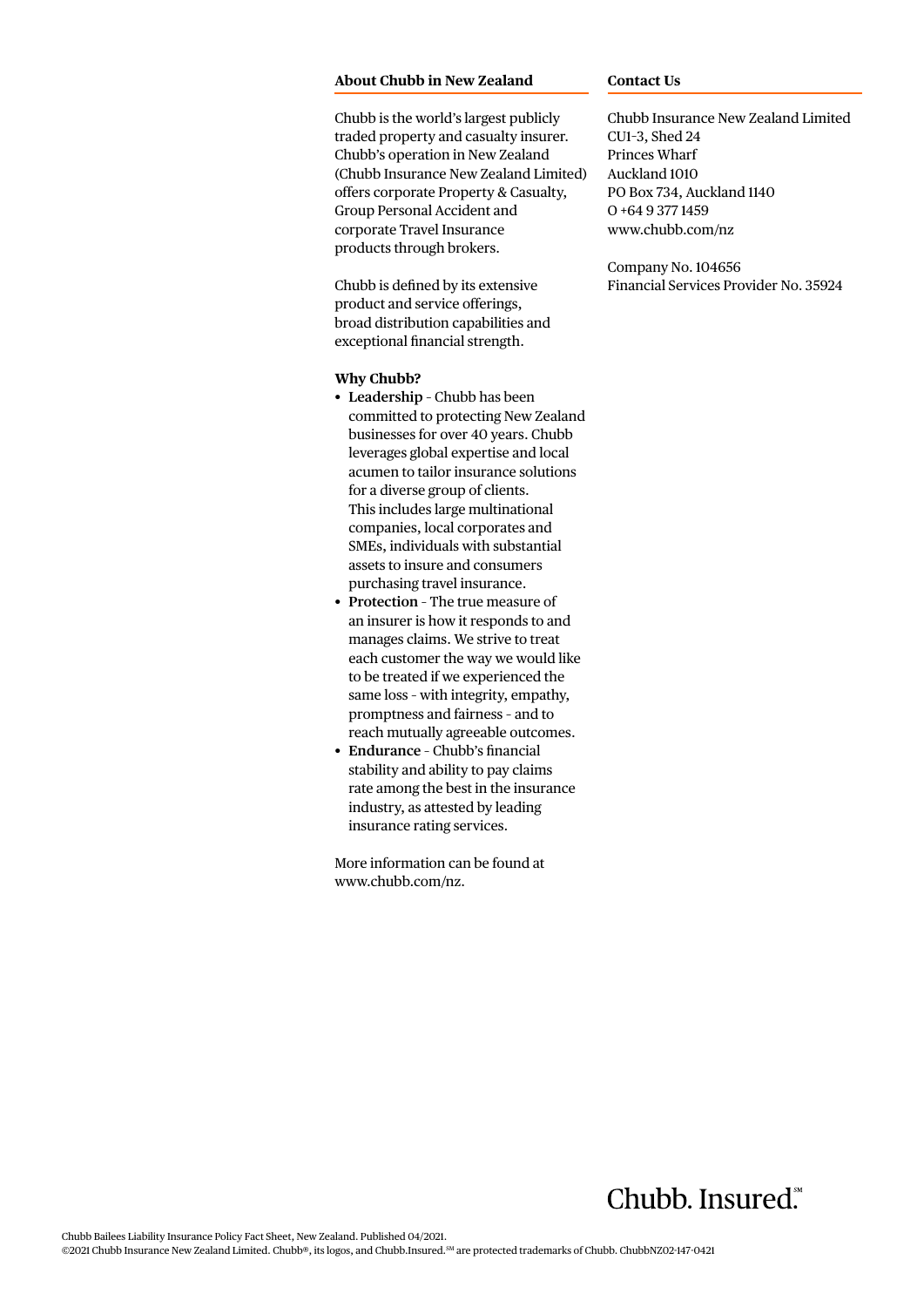## About Chubb in New Zealand

Chubb is the world's largest publicly traded property and casualty insurer. Chubb's operation in New Zealand (Chubb Insurance New Zealand Limited) offers corporate Property & Casualty, Group Personal Accident and corporate Travel Insurance products through brokers.

Chubb is defined by its extensive product and service offerings, broad distribution capabilities and exceptional financial strength.

**Why Chubb?**

- **Leadership** – Chubb has been committed to protecting New Zealand businesses for over 40 years. Chubb leverages global expertise and local acumen to tailor insurance solutions for a diverse group of clients. This includes large multinational companies, local corporates and SMEs, individuals with substantial assets to insure and consumers purchasing travel insurance.
- **Protection** – The true measure of an insurer is how it responds to and manages claims. We strive to treat each customer the way we would like to be treated if we experienced the same loss – with integrity, empathy, promptness and fairness – and to reach mutually agreeable outcomes.
- **Endurance** – Chubb's financial stability and ability to pay claims rate among the best in the insurance industry, as attested by leading insurance rating services.

More information can be found at www.chubb.com/nz.

## Contact Us

Chubb Insurance New Zealand Limited
CU1-3, Shed 24
Princes Wharf
Auckland 1010
PO Box 734, Auckland 1140
O +64 9 377 1459
www.chubb.com/nz

Company No. 104656
Financial Services Provider No. 35924

Chubb. Insured.℠

Chubb Bailees Liability Insurance Policy Fact Sheet, New Zealand. Published 04/2021.
©2021 Chubb Insurance New Zealand Limited. Chubb®, its logos, and Chubb.Insured.℠ are protected trademarks of Chubb. ChubbNZ02-147-0421